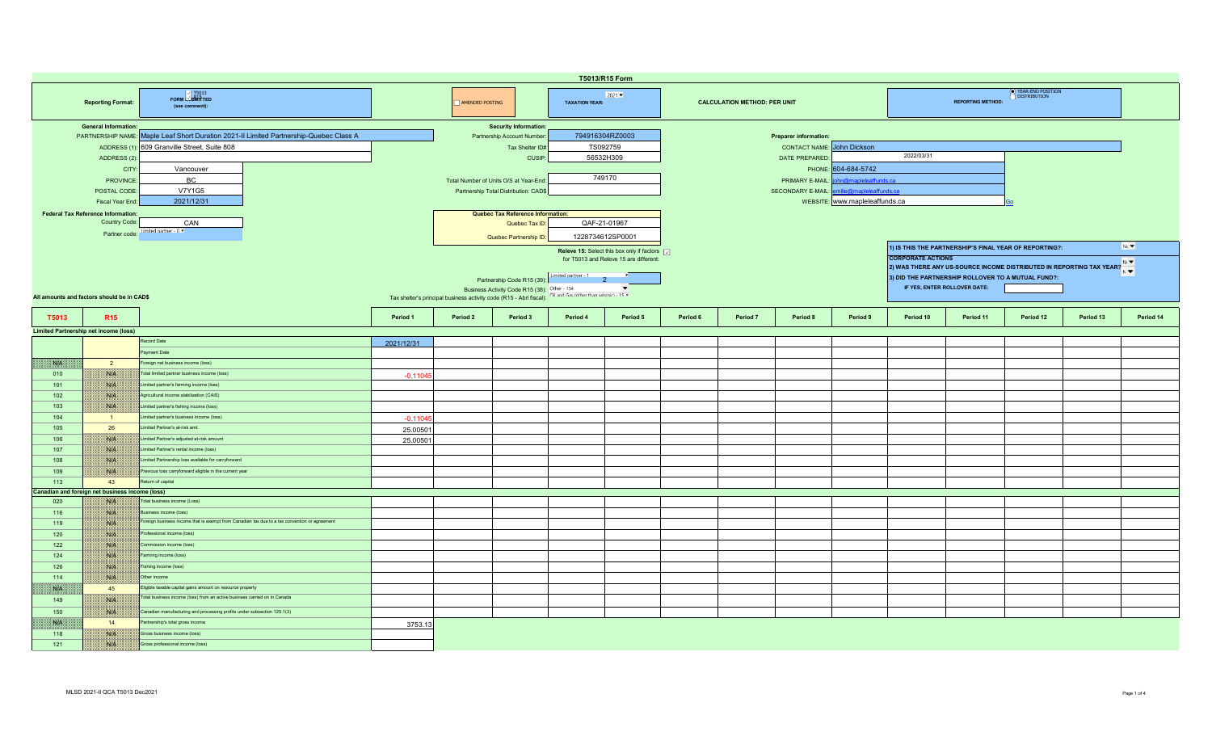# T5013/R15 Form

**Reporting Format:** FORM SUBMITTED (see comment): T5013 / R15

AMENDED POSTING

**TAXATION YEAR:** 2021

**CALCULATION METHOD: PER UNIT**

**REPORTING METHOD:** YEAR-END POSITION / DISTRIBUTION

**General Information:**

| | |
|---|---|
| PARTNERSHIP NAME: | Maple Leaf Short Duration 2021-II Limited Partnership-Quebec Class A |
| ADDRESS (1): | 609 Granville Street, Suite 808 |
| ADDRESS (2): | |
| CITY: | Vancouver |
| PROVINCE: | BC |
| POSTAL CODE: | V7Y1G5 |
| Fiscal Year End: | 2021/12/31 |

**Security Information:**

| | |
|---|---|
| Partnership Account Number: | 794916304RZ0003 |
| Tax Shelter ID# | TS092759 |
| CUSIP: | 56532H309 |
| Total Number of Units O/S at Year-End: | 749170 |
| Partnership Total Distribution: CAD$ | |

**Preparer information:**

| | |
|---|---|
| CONTACT NAME: | John Dickson |
| DATE PREPARED: | 2022/03/31 |
| PHONE: | 604-684-5742 |
| PRIMARY E-MAIL: | john@mapleleaffunds.ca |
| SECONDARY E-MAIL: | emilie@mapleleaffunds.ca |
| WEBSITE: | www.mapleleaffunds.ca |

**Federal Tax Reference Information:**

| | |
|---|---|
| Country Code: | CAN |
| Partner code: | Limited partner - 0 |

**Quebec Tax Reference Information:**

| | |
|---|---|
| Quebec Tax ID: | QAF-21-01967 |
| Quebec Partnership ID: | 1228734612SP0001 |

Releve 15: Select this box only if factors for T5013 and Releve 15 are different:

| | |
|---|---|
| Partnership Code R15 (39): | Limited partner - 1 / 2 |
| Business Activity Code R15 (38): | Other - 154 |
| Tax shelter's principal business activity code (R15 - Abri fiscal): | Oil and Gas (other than seismic) - 15 |

1) IS THIS THE PARTNERSHIP'S FINAL YEAR OF REPORTING?: No

**CORPORATE ACTIONS**

2) WAS THERE ANY US-SOURCE INCOME DISTRIBUTED IN REPORTING TAX YEAR?: No

3) DID THE PARTNERSHIP ROLLOVER TO A MUTUAL FUND?: No

IF YES, ENTER ROLLOVER DATE:

All amounts and factors should be in CAD$

| T5013 | R15 | | Period 1 | Period 2 | Period 3 | Period 4 | Period 5 | Period 6 | Period 7 | Period 8 | Period 9 | Period 10 | Period 11 | Period 12 | Period 13 | Period 14 |
|---|---|---|---|---|---|---|---|---|---|---|---|---|---|---|---|---|
| **Limited Partnership net income (loss)** | | | | | | | | | | | | | | | | |
| | | Record Date | 2021/12/31 | | | | | | | | | | | | | |
| | | Payment Date | | | | | | | | | | | | | | |
| N/A | 2 | Foreign net business income (loss) | | | | | | | | | | | | | | |
| 010 | N/A | Total limited partner business income (loss) | -0.11045 | | | | | | | | | | | | | |
| 101 | N/A | Limited partner's farming income (loss) | | | | | | | | | | | | | | |
| 102 | N/A | Agricultural income stabilization (CAIS) | | | | | | | | | | | | | | |
| 103 | N/A | Limited partner's fishing income (loss) | | | | | | | | | | | | | | |
| 104 | 1 | Limited partner's business income (loss) | -0.11045 | | | | | | | | | | | | | |
| 105 | 26 | Limited Partner's at-risk amt. | 25.00501 | | | | | | | | | | | | | |
| 106 | N/A | Limited Partner's adjusted at-risk amount | 25.00501 | | | | | | | | | | | | | |
| 107 | N/A | Limited Partner's rental income (loss) | | | | | | | | | | | | | | |
| 108 | N/A | Limited Partnership loss available for carryforward | | | | | | | | | | | | | | |
| 109 | N/A | Previous loss carryforward eligible in the current year | | | | | | | | | | | | | | |
| 113 | 43 | Return of capital | | | | | | | | | | | | | | |
| **Canadian and foreign net business income (loss)** | | | | | | | | | | | | | | | | |
| 020 | N/A | Total business income (Loss) | | | | | | | | | | | | | | |
| 116 | N/A | Business income (loss) | | | | | | | | | | | | | | |
| 119 | N/A | Foreign business income that is exempt from Canadian tax due to a tax convention or agreement | | | | | | | | | | | | | | |
| 120 | N/A | Professional income (loss) | | | | | | | | | | | | | | |
| 122 | N/A | Commission income (loss) | | | | | | | | | | | | | | |
| 124 | N/A | Farming income (loss) | | | | | | | | | | | | | | |
| 126 | N/A | Fishing income (loss) | | | | | | | | | | | | | | |
| 114 | N/A | Other income | | | | | | | | | | | | | | |
| N/A | 45 | Eligible taxable capital gains amount on resource property | | | | | | | | | | | | | | |
| 149 | N/A | Total business income (loss) from an active business carried on in Canada | | | | | | | | | | | | | | |
| 150 | N/A | Canadian manufacturing and processing profits under subsection 125.1(3) | | | | | | | | | | | | | | |
| N/A | 14 | Partnership's total gross income | 3753.13 | | | | | | | | | | | | | |
| 118 | N/A | Gross business income (loss) | | | | | | | | | | | | | | |
| 121 | N/A | Gross professional income (loss) | | | | | | | | | | | | | | |

MLSD 2021-II QCA T5013 Dec2021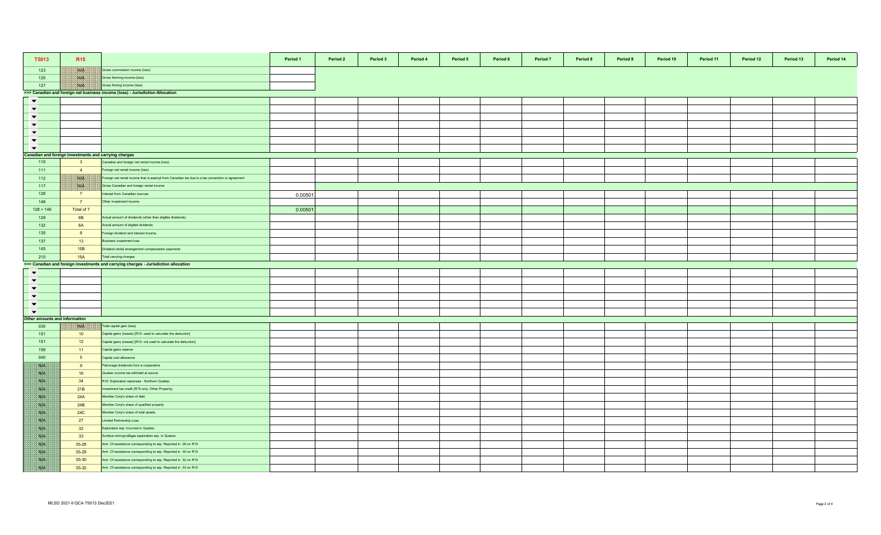| T5013 | R15 | | Period 1 | Period 2 | Period 3 | Period 4 | Period 5 | Period 6 | Period 7 | Period 8 | Period 9 | Period 10 | Period 11 | Period 12 | Period 13 | Period 14 |
|---|---|---|---|---|---|---|---|---|---|---|---|---|---|---|---|---|
| 123 | N/A | Gross commission income (loss) | | | | | | | | | | | | | | |
| 125 | N/A | Gross farming income (loss) | | | | | | | | | | | | | | |
| 127 | N/A | Gross fishing income (loss) | | | | | | | | | | | | | | |
| >>> Canadian and foreign net business income (loss) - Jurisdiction Allocation | | | | | | | | | | | | | | | | |
| | | | | | | | | | | | | | | | | |
| | | | | | | | | | | | | | | | | |
| | | | | | | | | | | | | | | | | |
| | | | | | | | | | | | | | | | | |
| | | | | | | | | | | | | | | | | |
| | | | | | | | | | | | | | | | | |
| | | | | | | | | | | | | | | | | |
| Canadian and foreign investments and carrying charges | | | | | | | | | | | | | | | | |
| 110 | 3 | Canadian and foreign net rental income (loss) | | | | | | | | | | | | | | |
| 111 | 4 | Foreign net rental income (loss) | | | | | | | | | | | | | | |
| 112 | N/A | Foreign net rental income that is exempt from Canadian tax due to a tax convention or agreement | | | | | | | | | | | | | | |
| 117 | N/A | Gross Canadian and foreign rental income | | | | | | | | | | | | | | |
| 128 | 7 | Interest from Canadian sources | 0.00501 | | | | | | | | | | | | | |
| 146 | 7 | Other investment income | | | | | | | | | | | | | | |
| 128 + 146 | Total of 7 | | 0.00501 | | | | | | | | | | | | | |
| 129 | 6B | Actual amount of dividends (other than eligible dividends) | | | | | | | | | | | | | | |
| 132 | 6A | Actual amount of eligible dividends | | | | | | | | | | | | | | |
| 135 | 8 | Foreign dividend and interest income | | | | | | | | | | | | | | |
| 137 | 13 | Business investment loss | | | | | | | | | | | | | | |
| 145 | 15B | Dividend rental arrangement compensation payments | | | | | | | | | | | | | | |
| 210 | 15A | Total carrying charges | | | | | | | | | | | | | | |
| >>> Canadian and foreign investments and carrying charges - Jurisdiction allocation | | | | | | | | | | | | | | | | |
| | | | | | | | | | | | | | | | | |
| | | | | | | | | | | | | | | | | |
| | | | | | | | | | | | | | | | | |
| | | | | | | | | | | | | | | | | |
| | | | | | | | | | | | | | | | | |
| | | | | | | | | | | | | | | | | |
| Other amounts and information | | | | | | | | | | | | | | | | |
| 030 | N/A | Total capital gain (loss) | | | | | | | | | | | | | | |
| 151 | 10 | Capital gains (losses) [R15: used to calculate the deduction] | | | | | | | | | | | | | | |
| 151 | 12 | Capital gains (losses) [R15: not used to calculate the deduction] | | | | | | | | | | | | | | |
| 159 | 11 | Capital gains reserve | | | | | | | | | | | | | | |
| 040 | 5 | Capital cost allowance | | | | | | | | | | | | | | |
| N/A | 9 | Patronage dividends from a cooperative | | | | | | | | | | | | | | |
| N/A | 16 | Quebec income tax withheld at source | | | | | | | | | | | | | | |
| N/A | 34 | R15: Exploration expenses - Northern Quebec | | | | | | | | | | | | | | |
| N/A | 21B | Investment tax credit (R15 only: Other Property) | | | | | | | | | | | | | | |
| N/A | 24A | Member Corp's share of debt | | | | | | | | | | | | | | |
| N/A | 24B | Member Corp's share of qualified property | | | | | | | | | | | | | | |
| N/A | 24C | Member Corp's share of total assets | | | | | | | | | | | | | | |
| N/A | 27 | Limited Partnership Loss | | | | | | | | | | | | | | |
| N/A | 32 | Exploration exp. Incurred in Quebec | | | | | | | | | | | | | | |
| N/A | 33 | Surface mining/oil&gas exploration exp. in Quebec | | | | | | | | | | | | | | |
| N/A | 35-28 | Amt. Of assistance corresponding to exp. Reported in 28 on R15 | | | | | | | | | | | | | | |
| N/A | 35-29 | Amt. Of assistance corresponding to exp. Reported in 30 on R15 | | | | | | | | | | | | | | |
| N/A | 35-30 | Amt. Of assistance corresponding to exp. Reported in 32 on R15 | | | | | | | | | | | | | | |
| N/A | 35-32 | Amt. Of assistance corresponding to exp. Reported in 33 on R15 | | | | | | | | | | | | | | |

MLSD 2021-II QCA T5013 Dec2021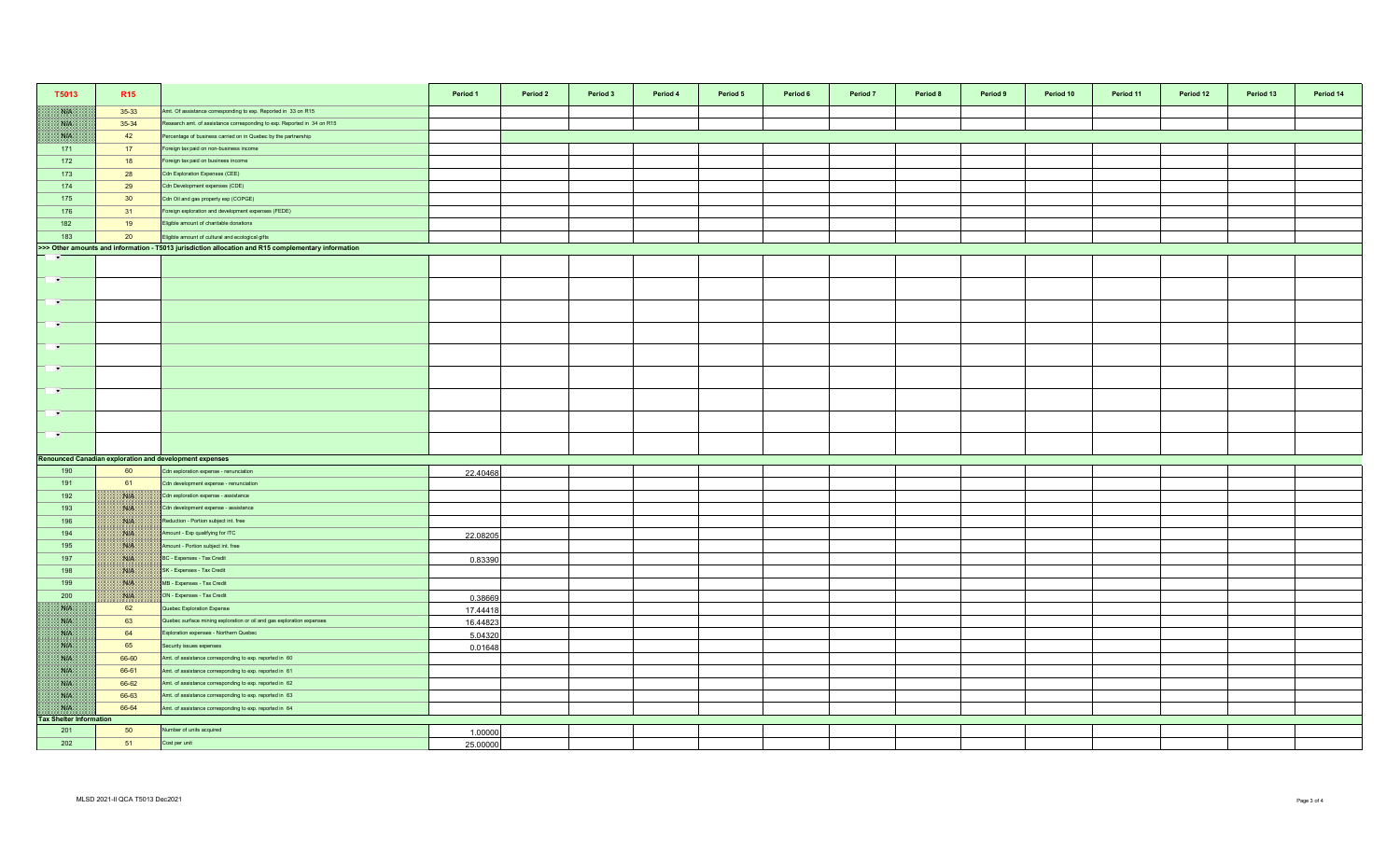| T5013 | R15 | | Period 1 | Period 2 | Period 3 | Period 4 | Period 5 | Period 6 | Period 7 | Period 8 | Period 9 | Period 10 | Period 11 | Period 12 | Period 13 | Period 14 |
|---|---|---|---|---|---|---|---|---|---|---|---|---|---|---|---|---|
| N/A | 35-33 | Amt. Of assistance corresponding to exp. Reported in 33 on R15 | | | | | | | | | | | | | | |
| N/A | 35-34 | Research amt. of assistance corresponding to exp. Reported in 34 on R15 | | | | | | | | | | | | | | |
| N/A | 42 | Percentage of business carried on in Quebec by the partnership | | | | | | | | | | | | | | |
| 171 | 17 | Foreign tax paid on non-business income | | | | | | | | | | | | | | |
| 172 | 18 | Foreign tax paid on business income | | | | | | | | | | | | | | |
| 173 | 28 | Cdn Exploration Expenses (CEE) | | | | | | | | | | | | | | |
| 174 | 29 | Cdn Development expenses (CDE) | | | | | | | | | | | | | | |
| 175 | 30 | Cdn Oil and gas property exp (COPGE) | | | | | | | | | | | | | | |
| 176 | 31 | Foreign exploration and development expenses (FEDE) | | | | | | | | | | | | | | |
| 182 | 19 | Eligible amount of charitable donations | | | | | | | | | | | | | | |
| 183 | 20 | Eligible amount of cultural and ecological gifts | | | | | | | | | | | | | | |
| **>>> Other amounts and information - T5013 jurisdiction allocation and R15 complementary information** | | | | | | | | | | | | | | | | |
| | | | | | | | | | | | | | | | | |
| | | | | | | | | | | | | | | | | |
| | | | | | | | | | | | | | | | | |
| | | | | | | | | | | | | | | | | |
| | | | | | | | | | | | | | | | | |
| | | | | | | | | | | | | | | | | |
| | | | | | | | | | | | | | | | | |
| | | | | | | | | | | | | | | | | |
| | | | | | | | | | | | | | | | | |
| **Renounced Canadian exploration and development expenses** | | | | | | | | | | | | | | | | |
| 190 | 60 | Cdn exploration expense - renunciation | 22.40468 | | | | | | | | | | | | | |
| 191 | 61 | Cdn development expense - renunciation | | | | | | | | | | | | | | |
| 192 | N/A | Cdn exploration expense - assistance | | | | | | | | | | | | | | |
| 193 | N/A | Cdn development expense - assistance | | | | | | | | | | | | | | |
| 196 | N/A | Reduction - Portion subject int. free | | | | | | | | | | | | | | |
| 194 | N/A | Amount - Exp qualifying for ITC | 22.08205 | | | | | | | | | | | | | |
| 195 | N/A | Amount - Portion subject int. free | | | | | | | | | | | | | | |
| 197 | N/A | BC - Expenses - Tax Credit | 0.83390 | | | | | | | | | | | | | |
| 198 | N/A | SK - Expenses - Tax Credit | | | | | | | | | | | | | | |
| 199 | N/A | MB - Expenses - Tax Credit | | | | | | | | | | | | | | |
| 200 | N/A | ON - Expenses - Tax Credit | 0.38669 | | | | | | | | | | | | | |
| N/A | 62 | Quebec Exploration Expense | 17.44418 | | | | | | | | | | | | | |
| N/A | 63 | Quebec surface mining exploration or oil and gas exploration expenses | 16.44823 | | | | | | | | | | | | | |
| N/A | 64 | Exploration expenses - Northern Quebec | 5.04320 | | | | | | | | | | | | | |
| N/A | 65 | Security issues expenses | 0.01648 | | | | | | | | | | | | | |
| N/A | 66-60 | Amt. of assistance corresponding to exp. reported in 60 | | | | | | | | | | | | | | |
| N/A | 66-61 | Amt. of assistance corresponding to exp. reported in 61 | | | | | | | | | | | | | | |
| N/A | 66-62 | Amt. of assistance corresponding to exp. reported in 62 | | | | | | | | | | | | | | |
| N/A | 66-63 | Amt. of assistance corresponding to exp. reported in 63 | | | | | | | | | | | | | | |
| N/A | 66-64 | Amt. of assistance corresponding to exp. reported in 64 | | | | | | | | | | | | | | |
| **Tax Shelter Information** | | | | | | | | | | | | | | | | |
| 201 | 50 | Number of units acquired | 1.00000 | | | | | | | | | | | | | |
| 202 | 51 | Cost per unit | 25.00000 | | | | | | | | | | | | | |

MLSD 2021-II QCA T5013 Dec2021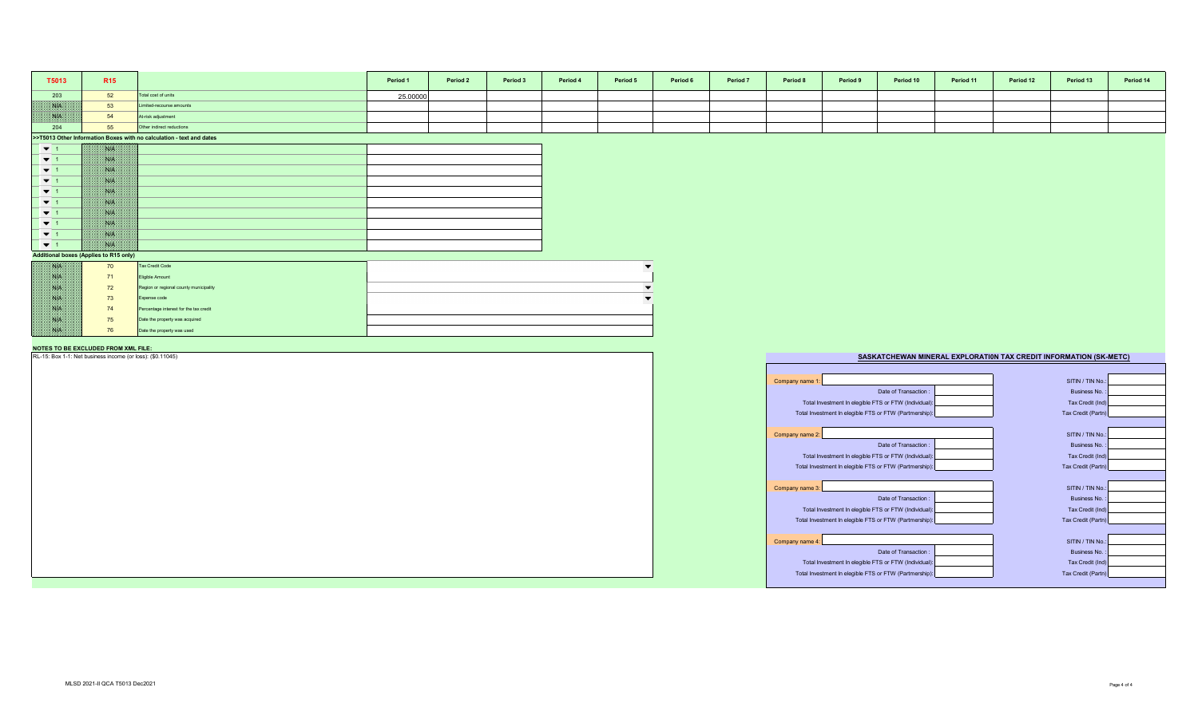| T5013 | R15 | | Period 1 | Period 2 | Period 3 | Period 4 | Period 5 | Period 6 | Period 7 | Period 8 | Period 9 | Period 10 | Period 11 | Period 12 | Period 13 | Period 14 |
|---|---|---|---|---|---|---|---|---|---|---|---|---|---|---|---|---|
| 203 | 52 | Total cost of units | 25.00000 | | | | | | | | | | | | | |
| N/A | 53 | Limited-recourse amounts | | | | | | | | | | | | | | |
| N/A | 54 | At-risk adjustment | | | | | | | | | | | | | | |
| 204 | 55 | Other indirect reductions | | | | | | | | | | | | | | |

>>T5013 Other Information Boxes with no calculation - text and dates

| | | | |
|---|---|---|---|
| 1 | N/A | | |
| 1 | N/A | | |
| 1 | N/A | | |
| 1 | N/A | | |
| 1 | N/A | | |
| 1 | N/A | | |
| 1 | N/A | | |
| 1 | N/A | | |
| 1 | N/A | | |
| 1 | N/A | | |

**Additional boxes (Applies to R15 only)**

| | | | |
|---|---|---|---|
| N/A | 70 | Tax Credit Code | |
| N/A | 71 | Eligible Amount | |
| N/A | 72 | Region or regional county municipality | |
| N/A | 73 | Expense code | |
| N/A | 74 | Percentage interest for the tax credit | |
| N/A | 75 | Date the property was acquired | |
| N/A | 76 | Date the property was used | |

**NOTES TO BE EXCLUDED FROM XML FILE:**

RL-15: Box 1-1: Net business income (or loss): ($0.11045)

**SASKATCHEWAN MINERAL EXPLORATI0N TAX CREDIT INFORMATION (SK-METC)**

| | | | |
|---|---|---|---|
| Company name 1: | | SITIN / TIN No.: | |
| Date of Transaction : | | Business No. : | |
| Total Investment In elegible FTS or FTW (Individual): | | Tax Credit (Ind) | |
| Total Investment In elegible FTS or FTW (Partnership): | | Tax Credit (Partn) | |
| Company name 2: | | SITIN / TIN No.: | |
| Date of Transaction : | | Business No. : | |
| Total Investment In elegible FTS or FTW (Individual): | | Tax Credit (Ind) | |
| Total Investment In elegible FTS or FTW (Partnership): | | Tax Credit (Partn) | |
| Company name 3: | | SITIN / TIN No.: | |
| Date of Transaction : | | Business No. : | |
| Total Investment In elegible FTS or FTW (Individual): | | Tax Credit (Ind) | |
| Total Investment In elegible FTS or FTW (Partnership): | | Tax Credit (Partn) | |
| Company name 4: | | SITIN / TIN No.: | |
| Date of Transaction : | | Business No. : | |
| Total Investment In elegible FTS or FTW (Individual): | | Tax Credit (Ind) | |
| Total Investment In elegible FTS or FTW (Partnership): | | Tax Credit (Partn) | |

MLSD 2021-II QCA T5013 Dec2021